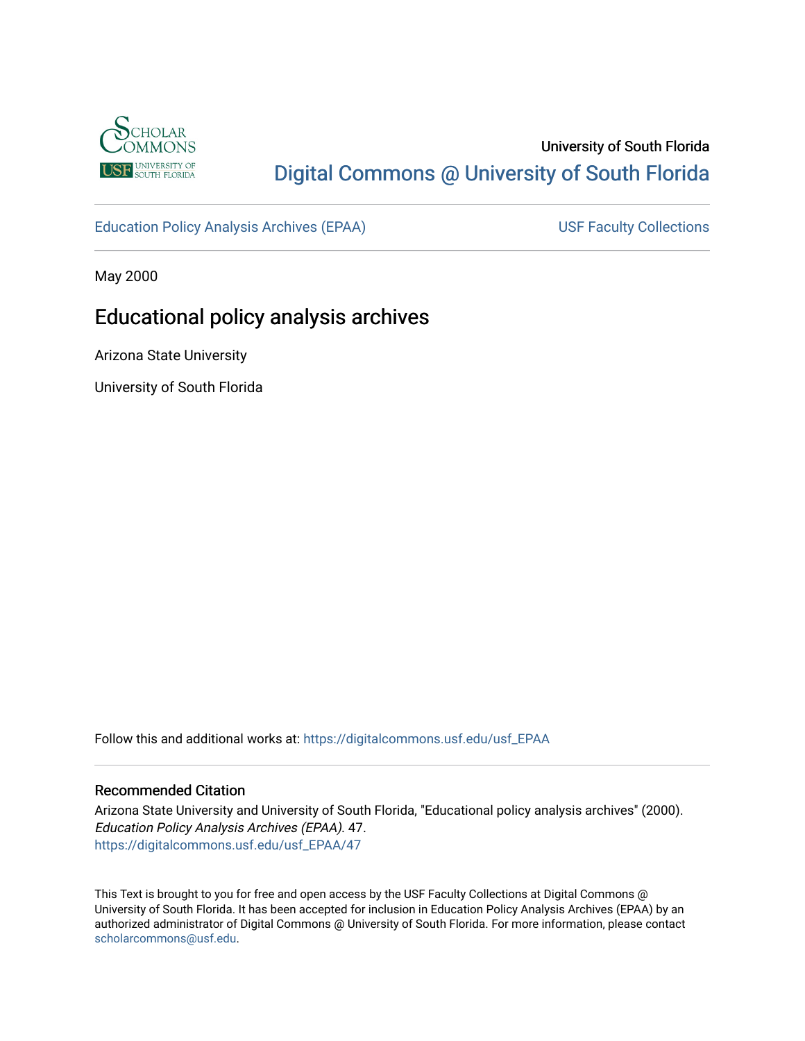University of South Florida

Digital Commons @ University of South Florida

Education Policy Analysis Archives (EPAA)

USF Faculty Collections

May 2000

# Educational policy analysis archives

Arizona State University

University of South Florida

Follow this and additional works at: https://digitalcommons.usf.edu/usf_EPAA

## Recommended Citation

Arizona State University and University of South Florida, "Educational policy analysis archives" (2000). *Education Policy Analysis Archives (EPAA)*. 47.
https://digitalcommons.usf.edu/usf_EPAA/47

This Text is brought to you for free and open access by the USF Faculty Collections at Digital Commons @ University of South Florida. It has been accepted for inclusion in Education Policy Analysis Archives (EPAA) by an authorized administrator of Digital Commons @ University of South Florida. For more information, please contact scholarcommons@usf.edu.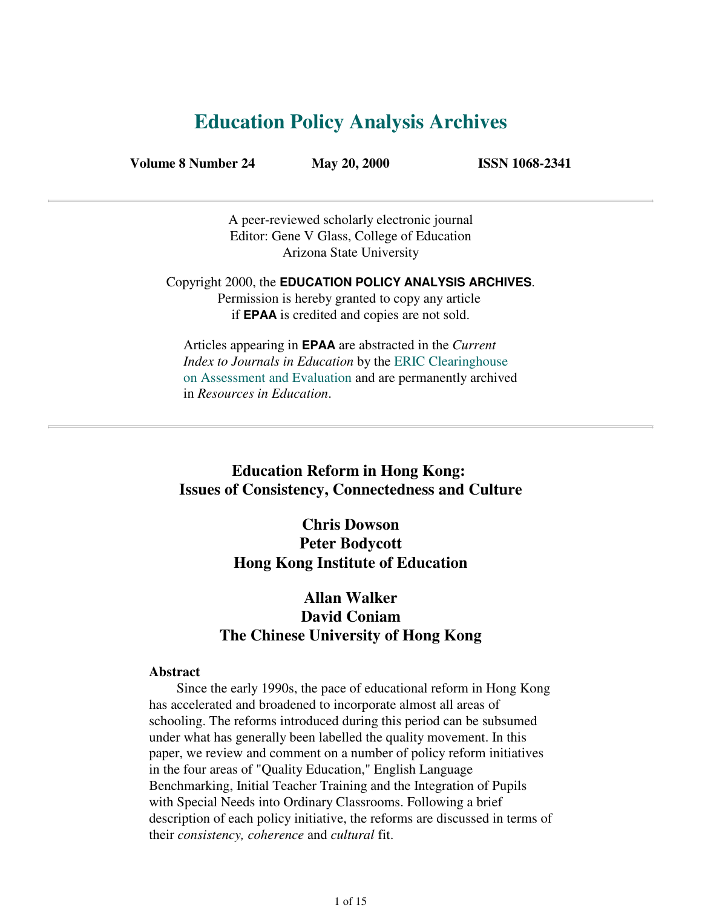# Education Policy Analysis Archives

**Volume 8 Number 24** **May 20, 2000** **ISSN 1068-2341**

---

A peer-reviewed scholarly electronic journal
Editor: Gene V Glass, College of Education
Arizona State University

Copyright 2000, the **EDUCATION POLICY ANALYSIS ARCHIVES**.
Permission is hereby granted to copy any article
if **EPAA** is credited and copies are not sold.

Articles appearing in **EPAA** are abstracted in the *Current Index to Journals in Education* by the ERIC Clearinghouse on Assessment and Evaluation and are permanently archived in *Resources in Education*.

---

## Education Reform in Hong Kong: Issues of Consistency, Connectedness and Culture

**Chris Dowson**
**Peter Bodycott**
**Hong Kong Institute of Education**

**Allan Walker**
**David Coniam**
**The Chinese University of Hong Kong**

### Abstract

Since the early 1990s, the pace of educational reform in Hong Kong has accelerated and broadened to incorporate almost all areas of schooling. The reforms introduced during this period can be subsumed under what has generally been labelled the quality movement. In this paper, we review and comment on a number of policy reform initiatives in the four areas of "Quality Education," English Language Benchmarking, Initial Teacher Training and the Integration of Pupils with Special Needs into Ordinary Classrooms. Following a brief description of each policy initiative, the reforms are discussed in terms of their *consistency, coherence* and *cultural* fit.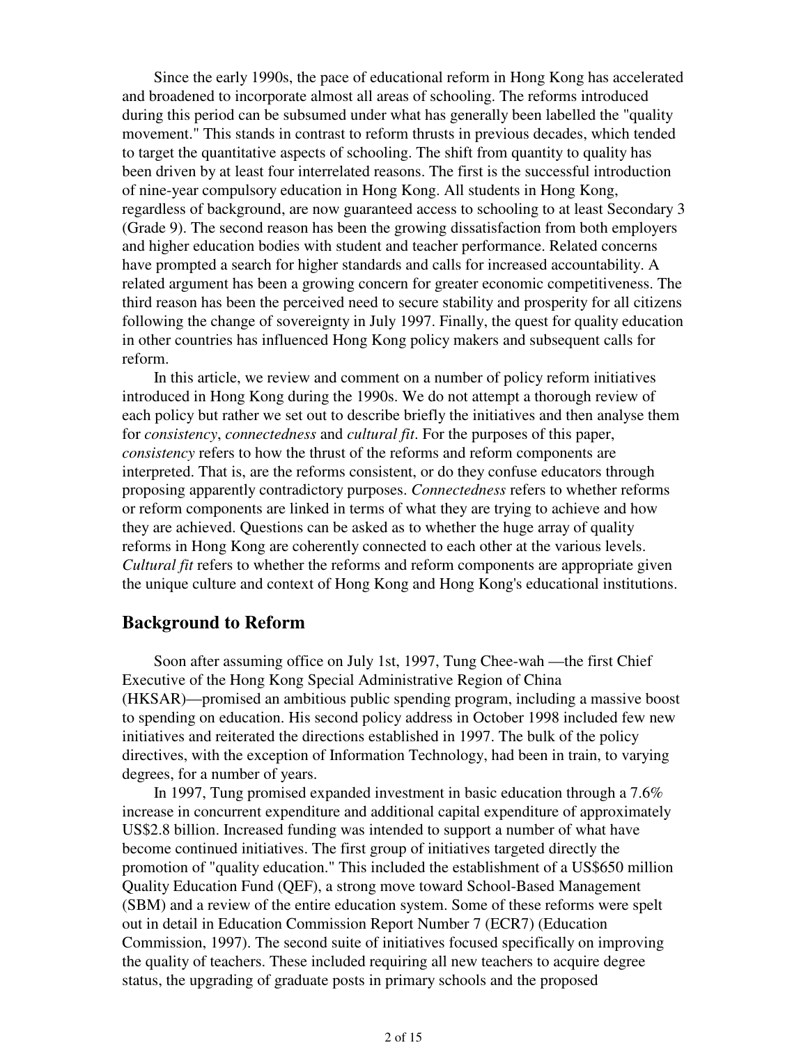Since the early 1990s, the pace of educational reform in Hong Kong has accelerated and broadened to incorporate almost all areas of schooling. The reforms introduced during this period can be subsumed under what has generally been labelled the "quality movement." This stands in contrast to reform thrusts in previous decades, which tended to target the quantitative aspects of schooling. The shift from quantity to quality has been driven by at least four interrelated reasons. The first is the successful introduction of nine-year compulsory education in Hong Kong. All students in Hong Kong, regardless of background, are now guaranteed access to schooling to at least Secondary 3 (Grade 9). The second reason has been the growing dissatisfaction from both employers and higher education bodies with student and teacher performance. Related concerns have prompted a search for higher standards and calls for increased accountability. A related argument has been a growing concern for greater economic competitiveness. The third reason has been the perceived need to secure stability and prosperity for all citizens following the change of sovereignty in July 1997. Finally, the quest for quality education in other countries has influenced Hong Kong policy makers and subsequent calls for reform.

In this article, we review and comment on a number of policy reform initiatives introduced in Hong Kong during the 1990s. We do not attempt a thorough review of each policy but rather we set out to describe briefly the initiatives and then analyse them for *consistency*, *connectedness* and *cultural fit*. For the purposes of this paper, *consistency* refers to how the thrust of the reforms and reform components are interpreted. That is, are the reforms consistent, or do they confuse educators through proposing apparently contradictory purposes. *Connectedness* refers to whether reforms or reform components are linked in terms of what they are trying to achieve and how they are achieved. Questions can be asked as to whether the huge array of quality reforms in Hong Kong are coherently connected to each other at the various levels. *Cultural fit* refers to whether the reforms and reform components are appropriate given the unique culture and context of Hong Kong and Hong Kong's educational institutions.

## Background to Reform

Soon after assuming office on July 1st, 1997, Tung Chee-wah —the first Chief Executive of the Hong Kong Special Administrative Region of China (HKSAR)—promised an ambitious public spending program, including a massive boost to spending on education. His second policy address in October 1998 included few new initiatives and reiterated the directions established in 1997. The bulk of the policy directives, with the exception of Information Technology, had been in train, to varying degrees, for a number of years.

In 1997, Tung promised expanded investment in basic education through a 7.6% increase in concurrent expenditure and additional capital expenditure of approximately US$2.8 billion. Increased funding was intended to support a number of what have become continued initiatives. The first group of initiatives targeted directly the promotion of "quality education." This included the establishment of a US$650 million Quality Education Fund (QEF), a strong move toward School-Based Management (SBM) and a review of the entire education system. Some of these reforms were spelt out in detail in Education Commission Report Number 7 (ECR7) (Education Commission, 1997). The second suite of initiatives focused specifically on improving the quality of teachers. These included requiring all new teachers to acquire degree status, the upgrading of graduate posts in primary schools and the proposed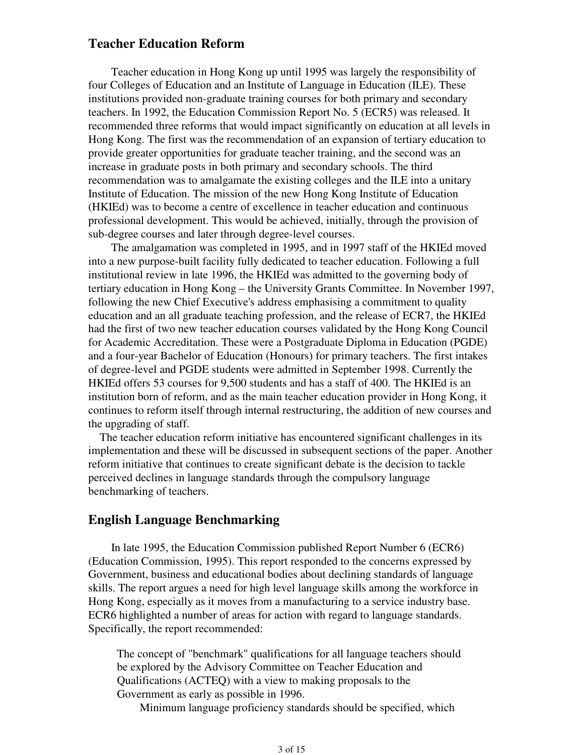## Teacher Education Reform

Teacher education in Hong Kong up until 1995 was largely the responsibility of four Colleges of Education and an Institute of Language in Education (ILE). These institutions provided non-graduate training courses for both primary and secondary teachers. In 1992, the Education Commission Report No. 5 (ECR5) was released. It recommended three reforms that would impact significantly on education at all levels in Hong Kong. The first was the recommendation of an expansion of tertiary education to provide greater opportunities for graduate teacher training, and the second was an increase in graduate posts in both primary and secondary schools. The third recommendation was to amalgamate the existing colleges and the ILE into a unitary Institute of Education. The mission of the new Hong Kong Institute of Education (HKIEd) was to become a centre of excellence in teacher education and continuous professional development. This would be achieved, initially, through the provision of sub-degree courses and later through degree-level courses.

The amalgamation was completed in 1995, and in 1997 staff of the HKIEd moved into a new purpose-built facility fully dedicated to teacher education. Following a full institutional review in late 1996, the HKIEd was admitted to the governing body of tertiary education in Hong Kong – the University Grants Committee. In November 1997, following the new Chief Executive's address emphasising a commitment to quality education and an all graduate teaching profession, and the release of ECR7, the HKIEd had the first of two new teacher education courses validated by the Hong Kong Council for Academic Accreditation. These were a Postgraduate Diploma in Education (PGDE) and a four-year Bachelor of Education (Honours) for primary teachers. The first intakes of degree-level and PGDE students were admitted in September 1998. Currently the HKIEd offers 53 courses for 9,500 students and has a staff of 400. The HKIEd is an institution born of reform, and as the main teacher education provider in Hong Kong, it continues to reform itself through internal restructuring, the addition of new courses and the upgrading of staff.

The teacher education reform initiative has encountered significant challenges in its implementation and these will be discussed in subsequent sections of the paper. Another reform initiative that continues to create significant debate is the decision to tackle perceived declines in language standards through the compulsory language benchmarking of teachers.

## English Language Benchmarking

In late 1995, the Education Commission published Report Number 6 (ECR6) (Education Commission, 1995). This report responded to the concerns expressed by Government, business and educational bodies about declining standards of language skills. The report argues a need for high level language skills among the workforce in Hong Kong, especially as it moves from a manufacturing to a service industry base. ECR6 highlighted a number of areas for action with regard to language standards. Specifically, the report recommended:

> The concept of "benchmark" qualifications for all language teachers should be explored by the Advisory Committee on Teacher Education and Qualifications (ACTEQ) with a view to making proposals to the Government as early as possible in 1996.
>
> Minimum language proficiency standards should be specified, which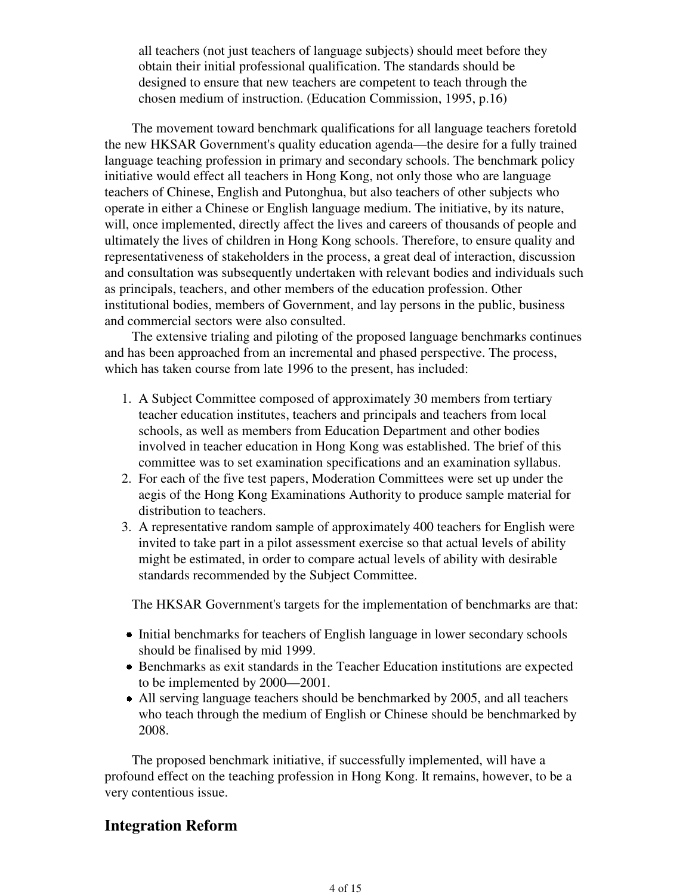> all teachers (not just teachers of language subjects) should meet before they obtain their initial professional qualification. The standards should be designed to ensure that new teachers are competent to teach through the chosen medium of instruction. (Education Commission, 1995, p.16)

The movement toward benchmark qualifications for all language teachers foretold the new HKSAR Government's quality education agenda—the desire for a fully trained language teaching profession in primary and secondary schools. The benchmark policy initiative would effect all teachers in Hong Kong, not only those who are language teachers of Chinese, English and Putonghua, but also teachers of other subjects who operate in either a Chinese or English language medium. The initiative, by its nature, will, once implemented, directly affect the lives and careers of thousands of people and ultimately the lives of children in Hong Kong schools. Therefore, to ensure quality and representativeness of stakeholders in the process, a great deal of interaction, discussion and consultation was subsequently undertaken with relevant bodies and individuals such as principals, teachers, and other members of the education profession. Other institutional bodies, members of Government, and lay persons in the public, business and commercial sectors were also consulted.

The extensive trialing and piloting of the proposed language benchmarks continues and has been approached from an incremental and phased perspective. The process, which has taken course from late 1996 to the present, has included:

1. A Subject Committee composed of approximately 30 members from tertiary teacher education institutes, teachers and principals and teachers from local schools, as well as members from Education Department and other bodies involved in teacher education in Hong Kong was established. The brief of this committee was to set examination specifications and an examination syllabus.
2. For each of the five test papers, Moderation Committees were set up under the aegis of the Hong Kong Examinations Authority to produce sample material for distribution to teachers.
3. A representative random sample of approximately 400 teachers for English were invited to take part in a pilot assessment exercise so that actual levels of ability might be estimated, in order to compare actual levels of ability with desirable standards recommended by the Subject Committee.

The HKSAR Government's targets for the implementation of benchmarks are that:

- Initial benchmarks for teachers of English language in lower secondary schools should be finalised by mid 1999.
- Benchmarks as exit standards in the Teacher Education institutions are expected to be implemented by 2000—2001.
- All serving language teachers should be benchmarked by 2005, and all teachers who teach through the medium of English or Chinese should be benchmarked by 2008.

The proposed benchmark initiative, if successfully implemented, will have a profound effect on the teaching profession in Hong Kong. It remains, however, to be a very contentious issue.

## Integration Reform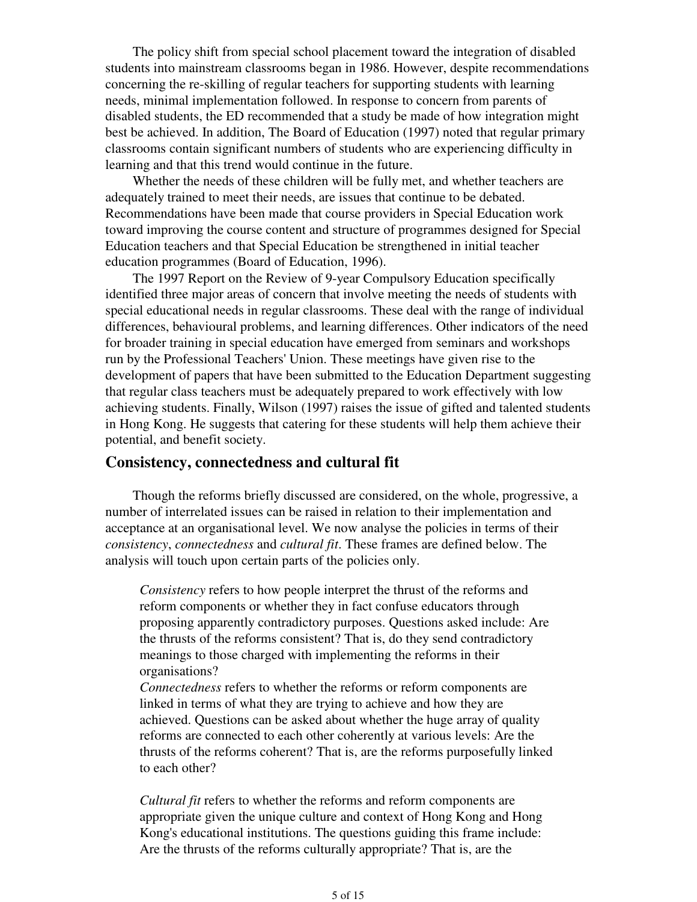The policy shift from special school placement toward the integration of disabled students into mainstream classrooms began in 1986. However, despite recommendations concerning the re-skilling of regular teachers for supporting students with learning needs, minimal implementation followed. In response to concern from parents of disabled students, the ED recommended that a study be made of how integration might best be achieved. In addition, The Board of Education (1997) noted that regular primary classrooms contain significant numbers of students who are experiencing difficulty in learning and that this trend would continue in the future.

Whether the needs of these children will be fully met, and whether teachers are adequately trained to meet their needs, are issues that continue to be debated. Recommendations have been made that course providers in Special Education work toward improving the course content and structure of programmes designed for Special Education teachers and that Special Education be strengthened in initial teacher education programmes (Board of Education, 1996).

The 1997 Report on the Review of 9-year Compulsory Education specifically identified three major areas of concern that involve meeting the needs of students with special educational needs in regular classrooms. These deal with the range of individual differences, behavioural problems, and learning differences. Other indicators of the need for broader training in special education have emerged from seminars and workshops run by the Professional Teachers' Union. These meetings have given rise to the development of papers that have been submitted to the Education Department suggesting that regular class teachers must be adequately prepared to work effectively with low achieving students. Finally, Wilson (1997) raises the issue of gifted and talented students in Hong Kong. He suggests that catering for these students will help them achieve their potential, and benefit society.

## Consistency, connectedness and cultural fit

Though the reforms briefly discussed are considered, on the whole, progressive, a number of interrelated issues can be raised in relation to their implementation and acceptance at an organisational level. We now analyse the policies in terms of their *consistency*, *connectedness* and *cultural fit*. These frames are defined below. The analysis will touch upon certain parts of the policies only.

> *Consistency* refers to how people interpret the thrust of the reforms and reform components or whether they in fact confuse educators through proposing apparently contradictory purposes. Questions asked include: Are the thrusts of the reforms consistent? That is, do they send contradictory meanings to those charged with implementing the reforms in their organisations?
>
> *Connectedness* refers to whether the reforms or reform components are linked in terms of what they are trying to achieve and how they are achieved. Questions can be asked about whether the huge array of quality reforms are connected to each other coherently at various levels: Are the thrusts of the reforms coherent? That is, are the reforms purposefully linked to each other?
>
> *Cultural fit* refers to whether the reforms and reform components are appropriate given the unique culture and context of Hong Kong and Hong Kong's educational institutions. The questions guiding this frame include: Are the thrusts of the reforms culturally appropriate? That is, are the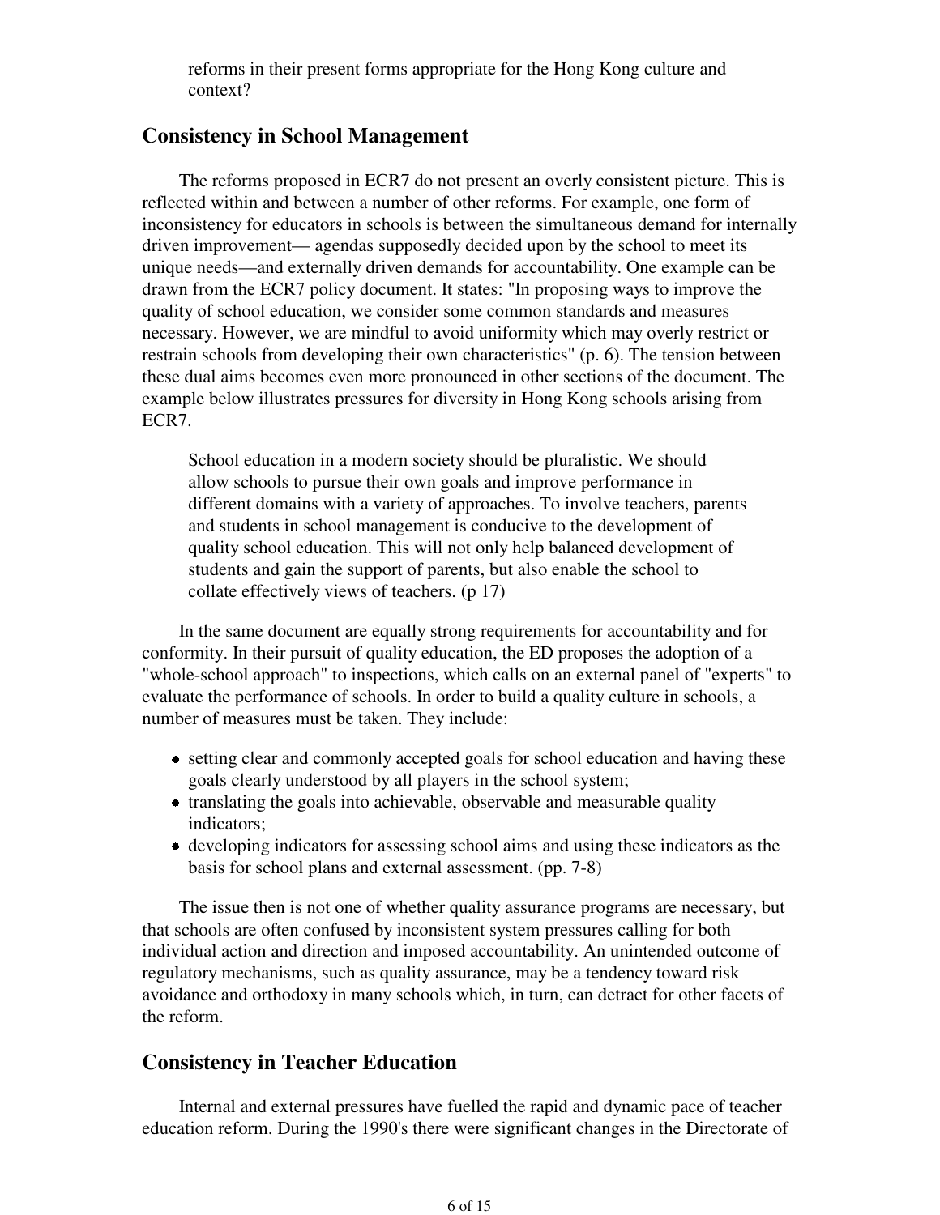reforms in their present forms appropriate for the Hong Kong culture and context?

## Consistency in School Management

The reforms proposed in ECR7 do not present an overly consistent picture. This is reflected within and between a number of other reforms. For example, one form of inconsistency for educators in schools is between the simultaneous demand for internally driven improvement— agendas supposedly decided upon by the school to meet its unique needs—and externally driven demands for accountability. One example can be drawn from the ECR7 policy document. It states: "In proposing ways to improve the quality of school education, we consider some common standards and measures necessary. However, we are mindful to avoid uniformity which may overly restrict or restrain schools from developing their own characteristics" (p. 6). The tension between these dual aims becomes even more pronounced in other sections of the document. The example below illustrates pressures for diversity in Hong Kong schools arising from ECR7.

> School education in a modern society should be pluralistic. We should allow schools to pursue their own goals and improve performance in different domains with a variety of approaches. To involve teachers, parents and students in school management is conducive to the development of quality school education. This will not only help balanced development of students and gain the support of parents, but also enable the school to collate effectively views of teachers. (p 17)

In the same document are equally strong requirements for accountability and for conformity. In their pursuit of quality education, the ED proposes the adoption of a "whole-school approach" to inspections, which calls on an external panel of "experts" to evaluate the performance of schools. In order to build a quality culture in schools, a number of measures must be taken. They include:

- setting clear and commonly accepted goals for school education and having these goals clearly understood by all players in the school system;
- translating the goals into achievable, observable and measurable quality indicators;
- developing indicators for assessing school aims and using these indicators as the basis for school plans and external assessment. (pp. 7-8)

The issue then is not one of whether quality assurance programs are necessary, but that schools are often confused by inconsistent system pressures calling for both individual action and direction and imposed accountability. An unintended outcome of regulatory mechanisms, such as quality assurance, may be a tendency toward risk avoidance and orthodoxy in many schools which, in turn, can detract for other facets of the reform.

## Consistency in Teacher Education

Internal and external pressures have fuelled the rapid and dynamic pace of teacher education reform. During the 1990's there were significant changes in the Directorate of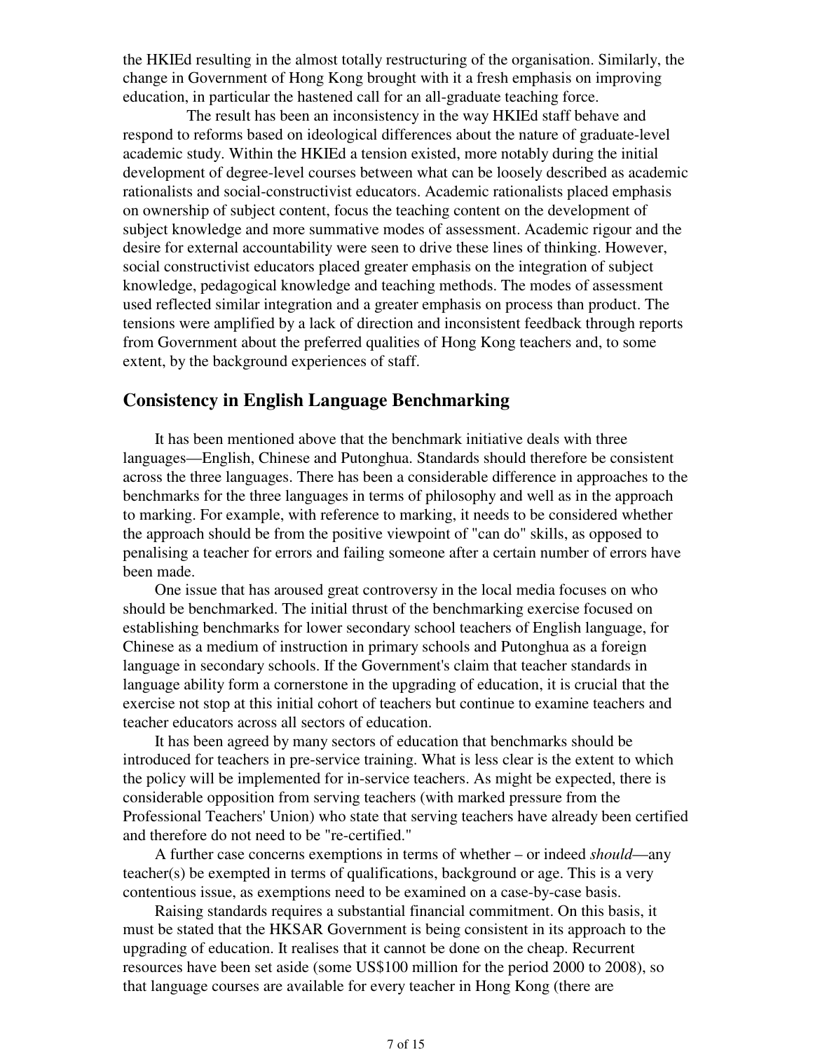the HKIEd resulting in the almost totally restructuring of the organisation. Similarly, the change in Government of Hong Kong brought with it a fresh emphasis on improving education, in particular the hastened call for an all-graduate teaching force.

The result has been an inconsistency in the way HKIEd staff behave and respond to reforms based on ideological differences about the nature of graduate-level academic study. Within the HKIEd a tension existed, more notably during the initial development of degree-level courses between what can be loosely described as academic rationalists and social-constructivist educators. Academic rationalists placed emphasis on ownership of subject content, focus the teaching content on the development of subject knowledge and more summative modes of assessment. Academic rigour and the desire for external accountability were seen to drive these lines of thinking. However, social constructivist educators placed greater emphasis on the integration of subject knowledge, pedagogical knowledge and teaching methods. The modes of assessment used reflected similar integration and a greater emphasis on process than product. The tensions were amplified by a lack of direction and inconsistent feedback through reports from Government about the preferred qualities of Hong Kong teachers and, to some extent, by the background experiences of staff.

## Consistency in English Language Benchmarking

It has been mentioned above that the benchmark initiative deals with three languages—English, Chinese and Putonghua. Standards should therefore be consistent across the three languages. There has been a considerable difference in approaches to the benchmarks for the three languages in terms of philosophy and well as in the approach to marking. For example, with reference to marking, it needs to be considered whether the approach should be from the positive viewpoint of "can do" skills, as opposed to penalising a teacher for errors and failing someone after a certain number of errors have been made.

One issue that has aroused great controversy in the local media focuses on who should be benchmarked. The initial thrust of the benchmarking exercise focused on establishing benchmarks for lower secondary school teachers of English language, for Chinese as a medium of instruction in primary schools and Putonghua as a foreign language in secondary schools. If the Government's claim that teacher standards in language ability form a cornerstone in the upgrading of education, it is crucial that the exercise not stop at this initial cohort of teachers but continue to examine teachers and teacher educators across all sectors of education.

It has been agreed by many sectors of education that benchmarks should be introduced for teachers in pre-service training. What is less clear is the extent to which the policy will be implemented for in-service teachers. As might be expected, there is considerable opposition from serving teachers (with marked pressure from the Professional Teachers' Union) who state that serving teachers have already been certified and therefore do not need to be "re-certified."

A further case concerns exemptions in terms of whether – or indeed *should*—any teacher(s) be exempted in terms of qualifications, background or age. This is a very contentious issue, as exemptions need to be examined on a case-by-case basis.

Raising standards requires a substantial financial commitment. On this basis, it must be stated that the HKSAR Government is being consistent in its approach to the upgrading of education. It realises that it cannot be done on the cheap. Recurrent resources have been set aside (some US$100 million for the period 2000 to 2008), so that language courses are available for every teacher in Hong Kong (there are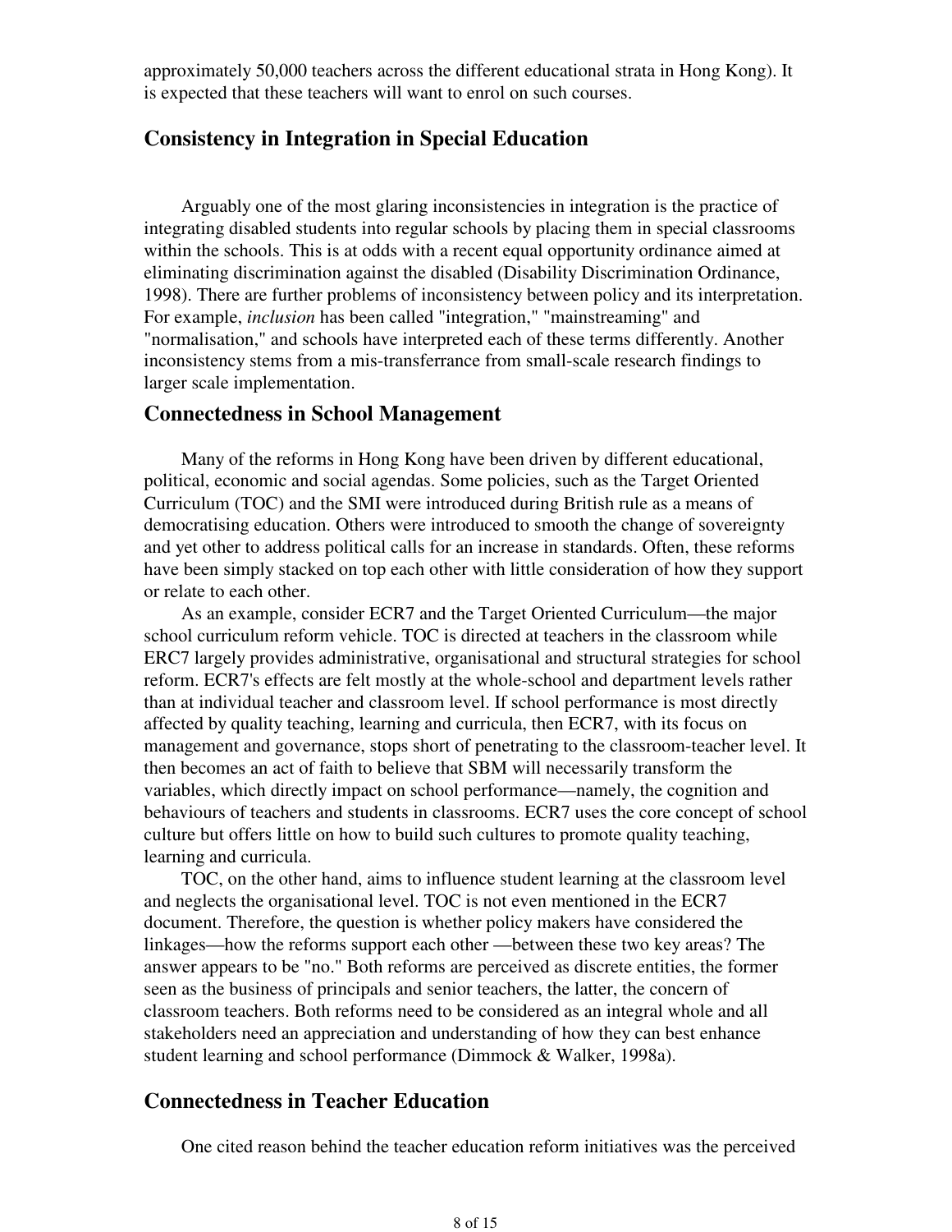approximately 50,000 teachers across the different educational strata in Hong Kong). It is expected that these teachers will want to enrol on such courses.

## Consistency in Integration in Special Education

Arguably one of the most glaring inconsistencies in integration is the practice of integrating disabled students into regular schools by placing them in special classrooms within the schools. This is at odds with a recent equal opportunity ordinance aimed at eliminating discrimination against the disabled (Disability Discrimination Ordinance, 1998). There are further problems of inconsistency between policy and its interpretation. For example, *inclusion* has been called "integration," "mainstreaming" and "normalisation," and schools have interpreted each of these terms differently. Another inconsistency stems from a mis-transferrance from small-scale research findings to larger scale implementation.

## Connectedness in School Management

Many of the reforms in Hong Kong have been driven by different educational, political, economic and social agendas. Some policies, such as the Target Oriented Curriculum (TOC) and the SMI were introduced during British rule as a means of democratising education. Others were introduced to smooth the change of sovereignty and yet other to address political calls for an increase in standards. Often, these reforms have been simply stacked on top each other with little consideration of how they support or relate to each other.

As an example, consider ECR7 and the Target Oriented Curriculum—the major school curriculum reform vehicle. TOC is directed at teachers in the classroom while ERC7 largely provides administrative, organisational and structural strategies for school reform. ECR7's effects are felt mostly at the whole-school and department levels rather than at individual teacher and classroom level. If school performance is most directly affected by quality teaching, learning and curricula, then ECR7, with its focus on management and governance, stops short of penetrating to the classroom-teacher level. It then becomes an act of faith to believe that SBM will necessarily transform the variables, which directly impact on school performance—namely, the cognition and behaviours of teachers and students in classrooms. ECR7 uses the core concept of school culture but offers little on how to build such cultures to promote quality teaching, learning and curricula.

TOC, on the other hand, aims to influence student learning at the classroom level and neglects the organisational level. TOC is not even mentioned in the ECR7 document. Therefore, the question is whether policy makers have considered the linkages—how the reforms support each other —between these two key areas? The answer appears to be "no." Both reforms are perceived as discrete entities, the former seen as the business of principals and senior teachers, the latter, the concern of classroom teachers. Both reforms need to be considered as an integral whole and all stakeholders need an appreciation and understanding of how they can best enhance student learning and school performance (Dimmock & Walker, 1998a).

## Connectedness in Teacher Education

One cited reason behind the teacher education reform initiatives was the perceived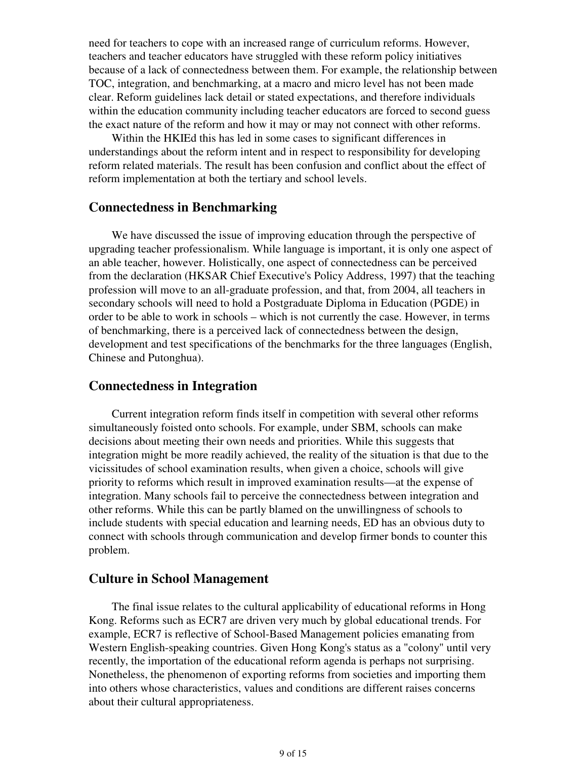need for teachers to cope with an increased range of curriculum reforms. However, teachers and teacher educators have struggled with these reform policy initiatives because of a lack of connectedness between them. For example, the relationship between TOC, integration, and benchmarking, at a macro and micro level has not been made clear. Reform guidelines lack detail or stated expectations, and therefore individuals within the education community including teacher educators are forced to second guess the exact nature of the reform and how it may or may not connect with other reforms.

Within the HKIEd this has led in some cases to significant differences in understandings about the reform intent and in respect to responsibility for developing reform related materials. The result has been confusion and conflict about the effect of reform implementation at both the tertiary and school levels.

## Connectedness in Benchmarking

We have discussed the issue of improving education through the perspective of upgrading teacher professionalism. While language is important, it is only one aspect of an able teacher, however. Holistically, one aspect of connectedness can be perceived from the declaration (HKSAR Chief Executive's Policy Address, 1997) that the teaching profession will move to an all-graduate profession, and that, from 2004, all teachers in secondary schools will need to hold a Postgraduate Diploma in Education (PGDE) in order to be able to work in schools – which is not currently the case. However, in terms of benchmarking, there is a perceived lack of connectedness between the design, development and test specifications of the benchmarks for the three languages (English, Chinese and Putonghua).

## Connectedness in Integration

Current integration reform finds itself in competition with several other reforms simultaneously foisted onto schools. For example, under SBM, schools can make decisions about meeting their own needs and priorities. While this suggests that integration might be more readily achieved, the reality of the situation is that due to the vicissitudes of school examination results, when given a choice, schools will give priority to reforms which result in improved examination results—at the expense of integration. Many schools fail to perceive the connectedness between integration and other reforms. While this can be partly blamed on the unwillingness of schools to include students with special education and learning needs, ED has an obvious duty to connect with schools through communication and develop firmer bonds to counter this problem.

## Culture in School Management

The final issue relates to the cultural applicability of educational reforms in Hong Kong. Reforms such as ECR7 are driven very much by global educational trends. For example, ECR7 is reflective of School-Based Management policies emanating from Western English-speaking countries. Given Hong Kong's status as a "colony" until very recently, the importation of the educational reform agenda is perhaps not surprising. Nonetheless, the phenomenon of exporting reforms from societies and importing them into others whose characteristics, values and conditions are different raises concerns about their cultural appropriateness.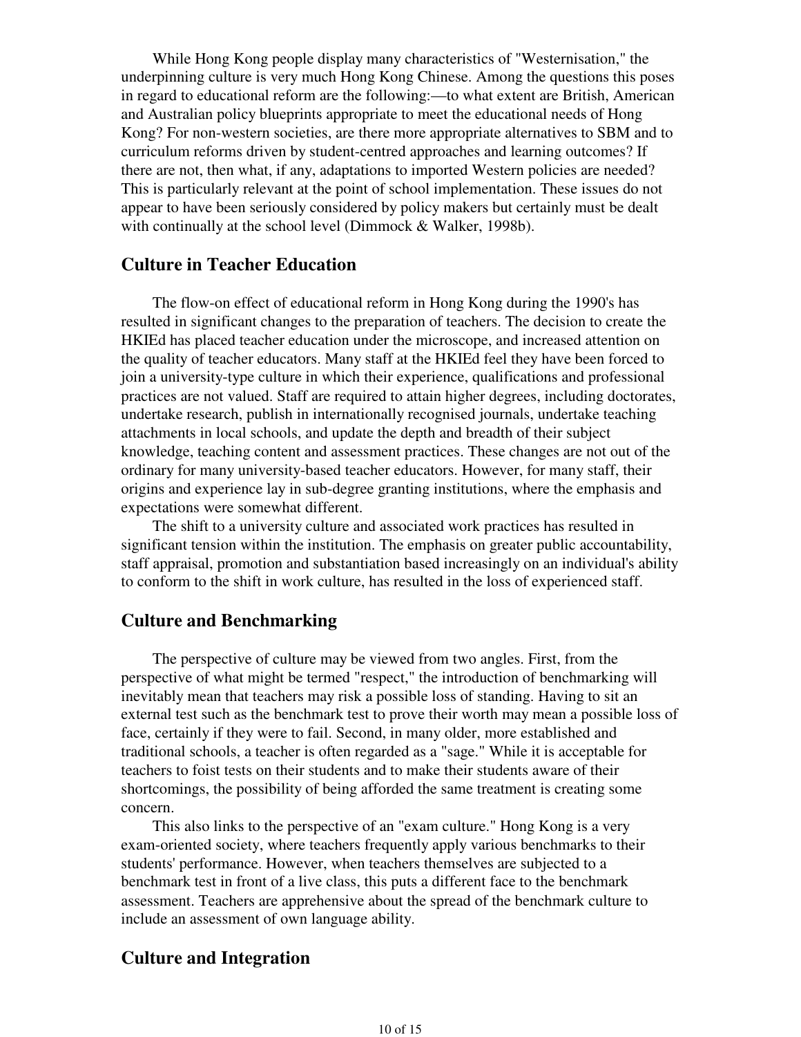While Hong Kong people display many characteristics of "Westernisation," the underpinning culture is very much Hong Kong Chinese. Among the questions this poses in regard to educational reform are the following:—to what extent are British, American and Australian policy blueprints appropriate to meet the educational needs of Hong Kong? For non-western societies, are there more appropriate alternatives to SBM and to curriculum reforms driven by student-centred approaches and learning outcomes? If there are not, then what, if any, adaptations to imported Western policies are needed? This is particularly relevant at the point of school implementation. These issues do not appear to have been seriously considered by policy makers but certainly must be dealt with continually at the school level (Dimmock & Walker, 1998b).

## Culture in Teacher Education

The flow-on effect of educational reform in Hong Kong during the 1990's has resulted in significant changes to the preparation of teachers. The decision to create the HKIEd has placed teacher education under the microscope, and increased attention on the quality of teacher educators. Many staff at the HKIEd feel they have been forced to join a university-type culture in which their experience, qualifications and professional practices are not valued. Staff are required to attain higher degrees, including doctorates, undertake research, publish in internationally recognised journals, undertake teaching attachments in local schools, and update the depth and breadth of their subject knowledge, teaching content and assessment practices. These changes are not out of the ordinary for many university-based teacher educators. However, for many staff, their origins and experience lay in sub-degree granting institutions, where the emphasis and expectations were somewhat different.

The shift to a university culture and associated work practices has resulted in significant tension within the institution. The emphasis on greater public accountability, staff appraisal, promotion and substantiation based increasingly on an individual's ability to conform to the shift in work culture, has resulted in the loss of experienced staff.

## Culture and Benchmarking

The perspective of culture may be viewed from two angles. First, from the perspective of what might be termed "respect," the introduction of benchmarking will inevitably mean that teachers may risk a possible loss of standing. Having to sit an external test such as the benchmark test to prove their worth may mean a possible loss of face, certainly if they were to fail. Second, in many older, more established and traditional schools, a teacher is often regarded as a "sage." While it is acceptable for teachers to foist tests on their students and to make their students aware of their shortcomings, the possibility of being afforded the same treatment is creating some concern.

This also links to the perspective of an "exam culture." Hong Kong is a very exam-oriented society, where teachers frequently apply various benchmarks to their students' performance. However, when teachers themselves are subjected to a benchmark test in front of a live class, this puts a different face to the benchmark assessment. Teachers are apprehensive about the spread of the benchmark culture to include an assessment of own language ability.

## Culture and Integration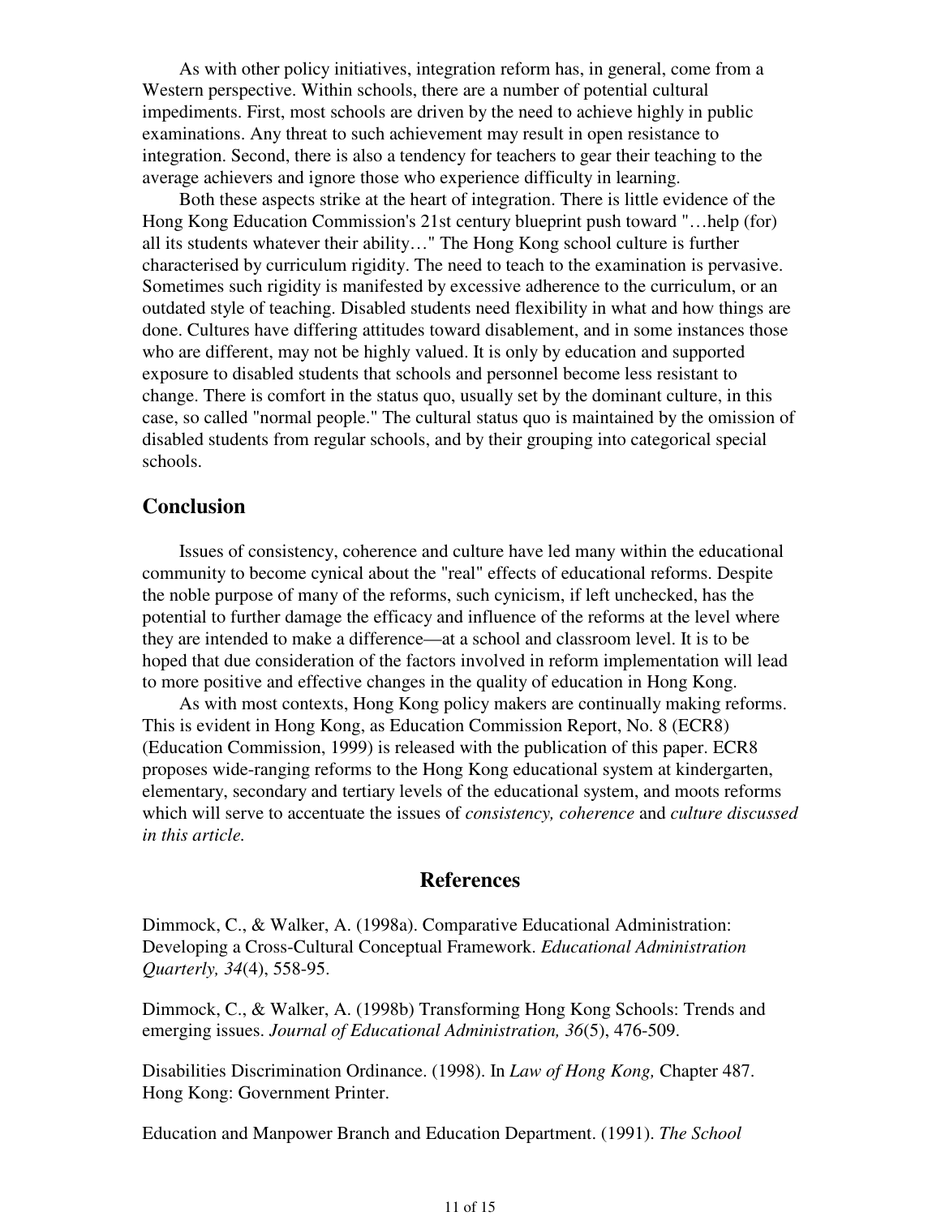As with other policy initiatives, integration reform has, in general, come from a Western perspective. Within schools, there are a number of potential cultural impediments. First, most schools are driven by the need to achieve highly in public examinations. Any threat to such achievement may result in open resistance to integration. Second, there is also a tendency for teachers to gear their teaching to the average achievers and ignore those who experience difficulty in learning.

Both these aspects strike at the heart of integration. There is little evidence of the Hong Kong Education Commission's 21st century blueprint push toward "…help (for) all its students whatever their ability…" The Hong Kong school culture is further characterised by curriculum rigidity. The need to teach to the examination is pervasive. Sometimes such rigidity is manifested by excessive adherence to the curriculum, or an outdated style of teaching. Disabled students need flexibility in what and how things are done. Cultures have differing attitudes toward disablement, and in some instances those who are different, may not be highly valued. It is only by education and supported exposure to disabled students that schools and personnel become less resistant to change. There is comfort in the status quo, usually set by the dominant culture, in this case, so called "normal people." The cultural status quo is maintained by the omission of disabled students from regular schools, and by their grouping into categorical special schools.

## Conclusion

Issues of consistency, coherence and culture have led many within the educational community to become cynical about the "real" effects of educational reforms. Despite the noble purpose of many of the reforms, such cynicism, if left unchecked, has the potential to further damage the efficacy and influence of the reforms at the level where they are intended to make a difference—at a school and classroom level. It is to be hoped that due consideration of the factors involved in reform implementation will lead to more positive and effective changes in the quality of education in Hong Kong.

As with most contexts, Hong Kong policy makers are continually making reforms. This is evident in Hong Kong, as Education Commission Report, No. 8 (ECR8) (Education Commission, 1999) is released with the publication of this paper. ECR8 proposes wide-ranging reforms to the Hong Kong educational system at kindergarten, elementary, secondary and tertiary levels of the educational system, and moots reforms which will serve to accentuate the issues of *consistency, coherence* and *culture discussed in this article.*

## References

Dimmock, C., & Walker, A. (1998a). Comparative Educational Administration: Developing a Cross-Cultural Conceptual Framework. *Educational Administration Quarterly, 34*(4), 558-95.

Dimmock, C., & Walker, A. (1998b) Transforming Hong Kong Schools: Trends and emerging issues. *Journal of Educational Administration, 36*(5), 476-509.

Disabilities Discrimination Ordinance. (1998). In *Law of Hong Kong,* Chapter 487. Hong Kong: Government Printer.

Education and Manpower Branch and Education Department. (1991). *The School*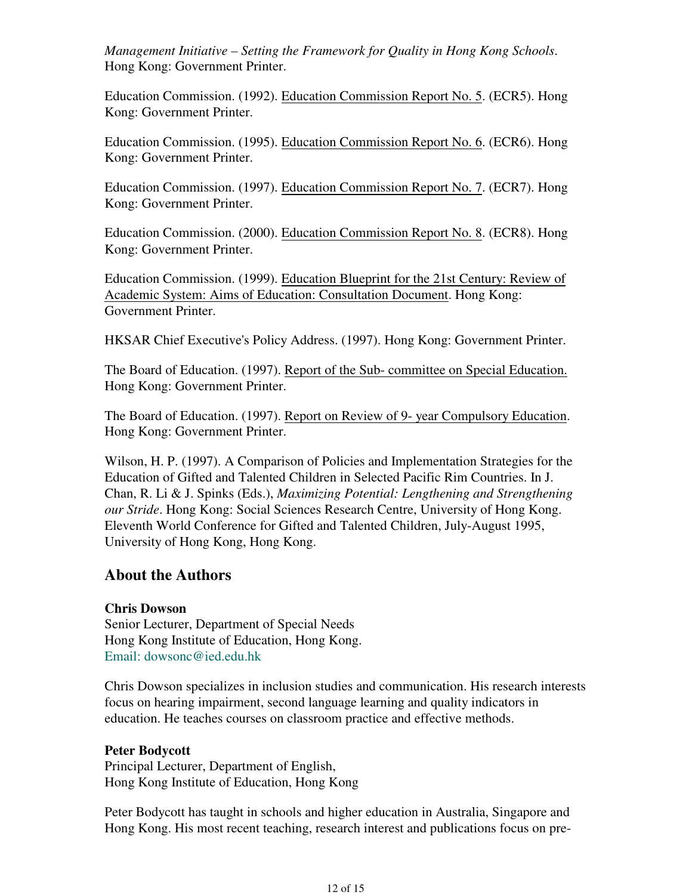*Management Initiative – Setting the Framework for Quality in Hong Kong Schools*. Hong Kong: Government Printer.

Education Commission. (1992). Education Commission Report No. 5. (ECR5). Hong Kong: Government Printer.

Education Commission. (1995). Education Commission Report No. 6. (ECR6). Hong Kong: Government Printer.

Education Commission. (1997). Education Commission Report No. 7. (ECR7). Hong Kong: Government Printer.

Education Commission. (2000). Education Commission Report No. 8. (ECR8). Hong Kong: Government Printer.

Education Commission. (1999). Education Blueprint for the 21st Century: Review of Academic System: Aims of Education: Consultation Document. Hong Kong: Government Printer.

HKSAR Chief Executive's Policy Address. (1997). Hong Kong: Government Printer.

The Board of Education. (1997). Report of the Sub- committee on Special Education. Hong Kong: Government Printer.

The Board of Education. (1997). Report on Review of 9- year Compulsory Education. Hong Kong: Government Printer.

Wilson, H. P. (1997). A Comparison of Policies and Implementation Strategies for the Education of Gifted and Talented Children in Selected Pacific Rim Countries. In J. Chan, R. Li & J. Spinks (Eds.), *Maximizing Potential: Lengthening and Strengthening our Stride*. Hong Kong: Social Sciences Research Centre, University of Hong Kong. Eleventh World Conference for Gifted and Talented Children, July-August 1995, University of Hong Kong, Hong Kong.

## About the Authors

**Chris Dowson**
Senior Lecturer, Department of Special Needs
Hong Kong Institute of Education, Hong Kong.
Email: dowsonc@ied.edu.hk

Chris Dowson specializes in inclusion studies and communication. His research interests focus on hearing impairment, second language learning and quality indicators in education. He teaches courses on classroom practice and effective methods.

**Peter Bodycott**
Principal Lecturer, Department of English,
Hong Kong Institute of Education, Hong Kong

Peter Bodycott has taught in schools and higher education in Australia, Singapore and Hong Kong. His most recent teaching, research interest and publications focus on pre-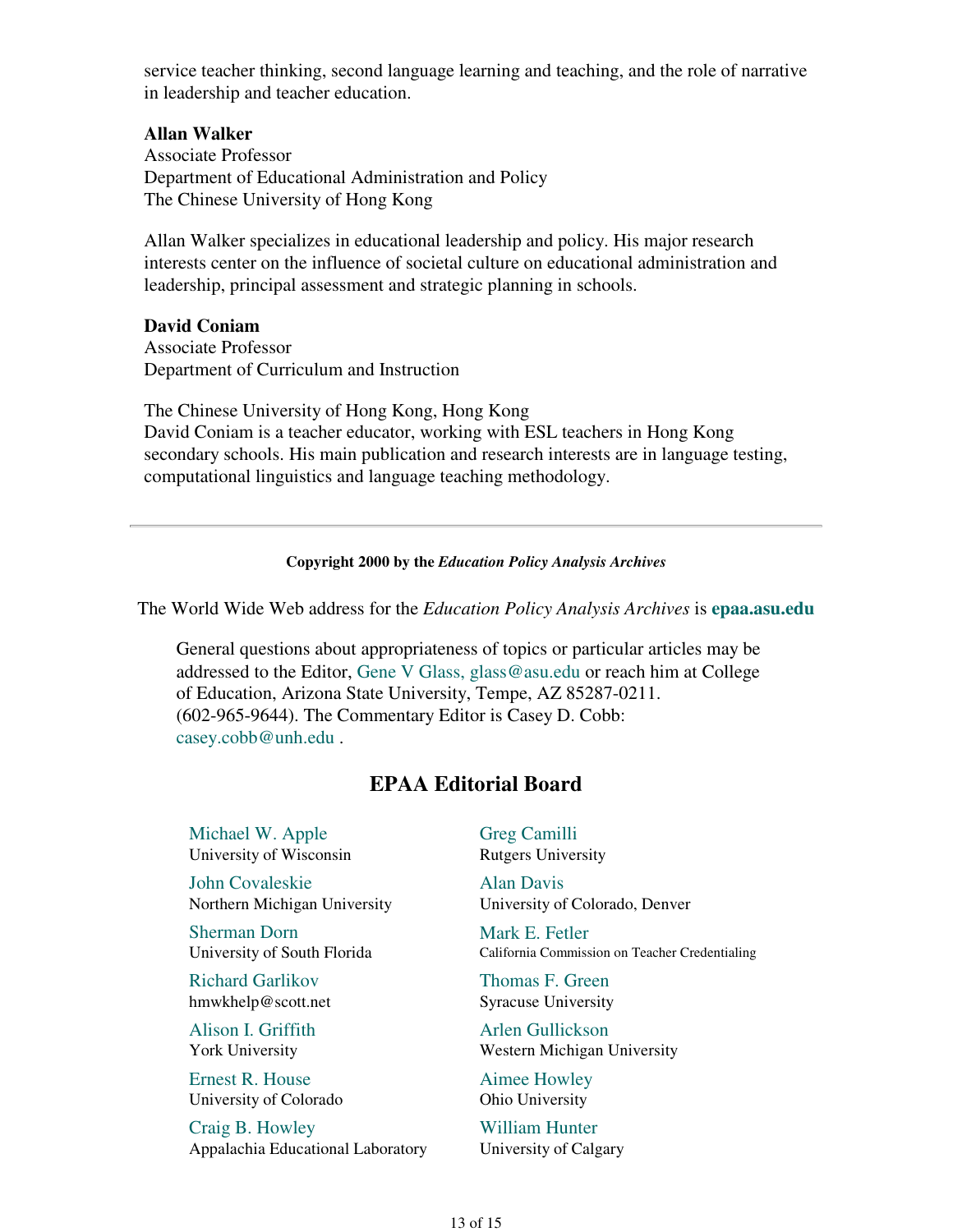service teacher thinking, second language learning and teaching, and the role of narrative in leadership and teacher education.

**Allan Walker**
Associate Professor
Department of Educational Administration and Policy
The Chinese University of Hong Kong

Allan Walker specializes in educational leadership and policy. His major research interests center on the influence of societal culture on educational administration and leadership, principal assessment and strategic planning in schools.

**David Coniam**
Associate Professor
Department of Curriculum and Instruction

The Chinese University of Hong Kong, Hong Kong
David Coniam is a teacher educator, working with ESL teachers in Hong Kong secondary schools. His main publication and research interests are in language testing, computational linguistics and language teaching methodology.

---

**Copyright 2000 by the *Education Policy Analysis Archives***

The World Wide Web address for the *Education Policy Analysis Archives* is **epaa.asu.edu**

General questions about appropriateness of topics or particular articles may be addressed to the Editor, Gene V Glass, glass@asu.edu or reach him at College of Education, Arizona State University, Tempe, AZ 85287-0211. (602-965-9644). The Commentary Editor is Casey D. Cobb: casey.cobb@unh.edu .

## EPAA Editorial Board

Michael W. Apple
University of Wisconsin

Greg Camilli
Rutgers University

John Covaleskie
Northern Michigan University

Alan Davis
University of Colorado, Denver

Sherman Dorn
University of South Florida

Mark E. Fetler
California Commission on Teacher Credentialing

Richard Garlikov
hmwkhelp@scott.net

Thomas F. Green
Syracuse University

Alison I. Griffith
York University

Arlen Gullickson
Western Michigan University

Ernest R. House
University of Colorado

Aimee Howley
Ohio University

Craig B. Howley
Appalachia Educational Laboratory

William Hunter
University of Calgary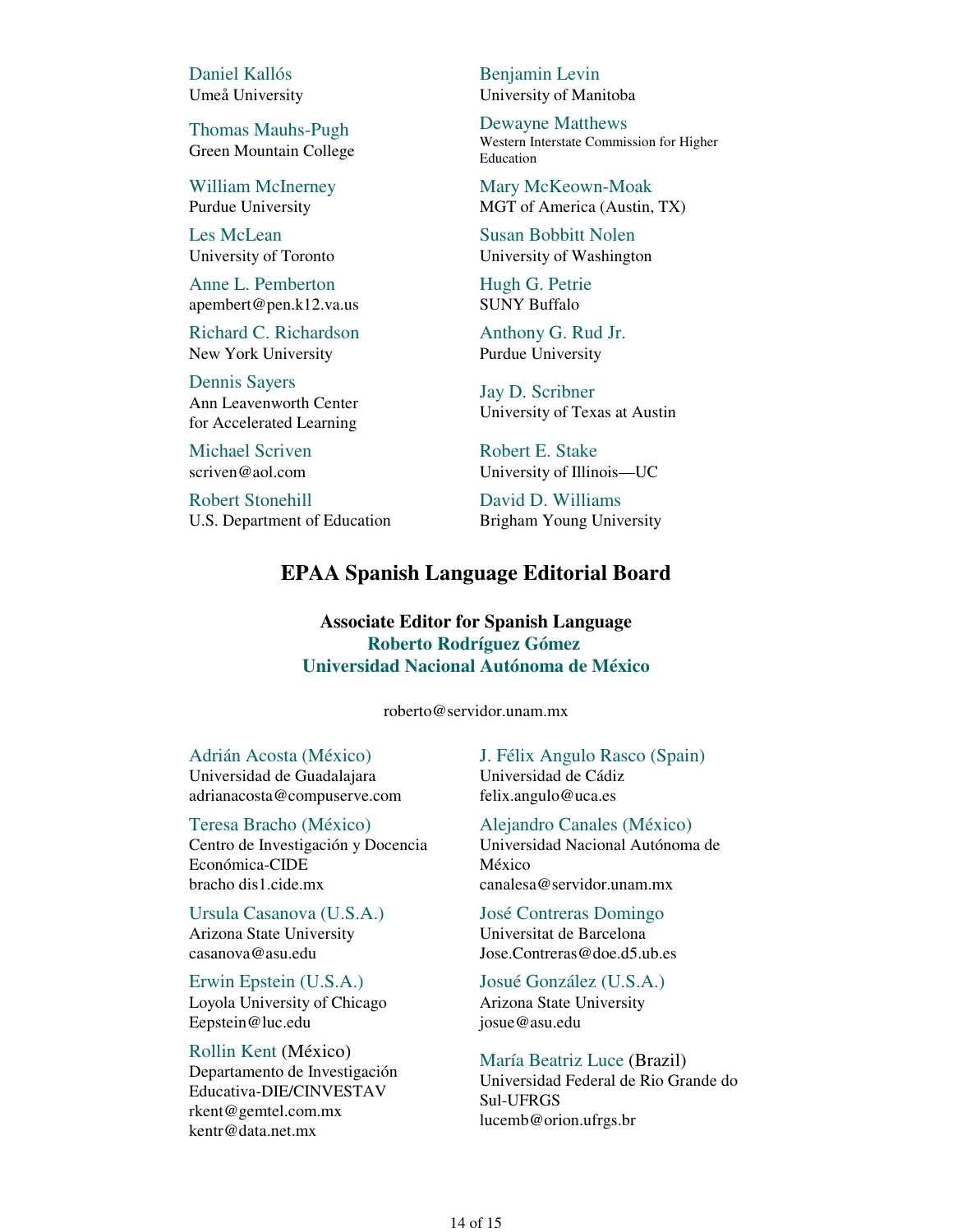Daniel Kallós
Umeå University

Thomas Mauhs-Pugh
Green Mountain College

William McInerney
Purdue University

Les McLean
University of Toronto

Anne L. Pemberton
apembert@pen.k12.va.us

Richard C. Richardson
New York University

Dennis Sayers
Ann Leavenworth Center
for Accelerated Learning

Michael Scriven
scriven@aol.com

Robert Stonehill
U.S. Department of Education

Benjamin Levin
University of Manitoba

Dewayne Matthews
Western Interstate Commission for Higher Education

Mary McKeown-Moak
MGT of America (Austin, TX)

Susan Bobbitt Nolen
University of Washington

Hugh G. Petrie
SUNY Buffalo

Anthony G. Rud Jr.
Purdue University

Jay D. Scribner
University of Texas at Austin

Robert E. Stake
University of Illinois—UC

David D. Williams
Brigham Young University

## EPAA Spanish Language Editorial Board

**Associate Editor for Spanish Language**
**Roberto Rodríguez Gómez**
**Universidad Nacional Autónoma de México**

roberto@servidor.unam.mx

Adrián Acosta (México)
Universidad de Guadalajara
adrianacosta@compuserve.com

Teresa Bracho (México)
Centro de Investigación y Docencia Económica-CIDE
bracho dis1.cide.mx

Ursula Casanova (U.S.A.)
Arizona State University
casanova@asu.edu

Erwin Epstein (U.S.A.)
Loyola University of Chicago
Eepstein@luc.edu

Rollin Kent (México)
Departamento de Investigación Educativa-DIE/CINVESTAV
rkent@gemtel.com.mx
kentr@data.net.mx

J. Félix Angulo Rasco (Spain)
Universidad de Cádiz
felix.angulo@uca.es

Alejandro Canales (México)
Universidad Nacional Autónoma de México
canalesa@servidor.unam.mx

José Contreras Domingo
Universitat de Barcelona
Jose.Contreras@doe.d5.ub.es

Josué González (U.S.A.)
Arizona State University
josue@asu.edu

María Beatriz Luce (Brazil)
Universidad Federal de Rio Grande do Sul-UFRGS
lucemb@orion.ufrgs.br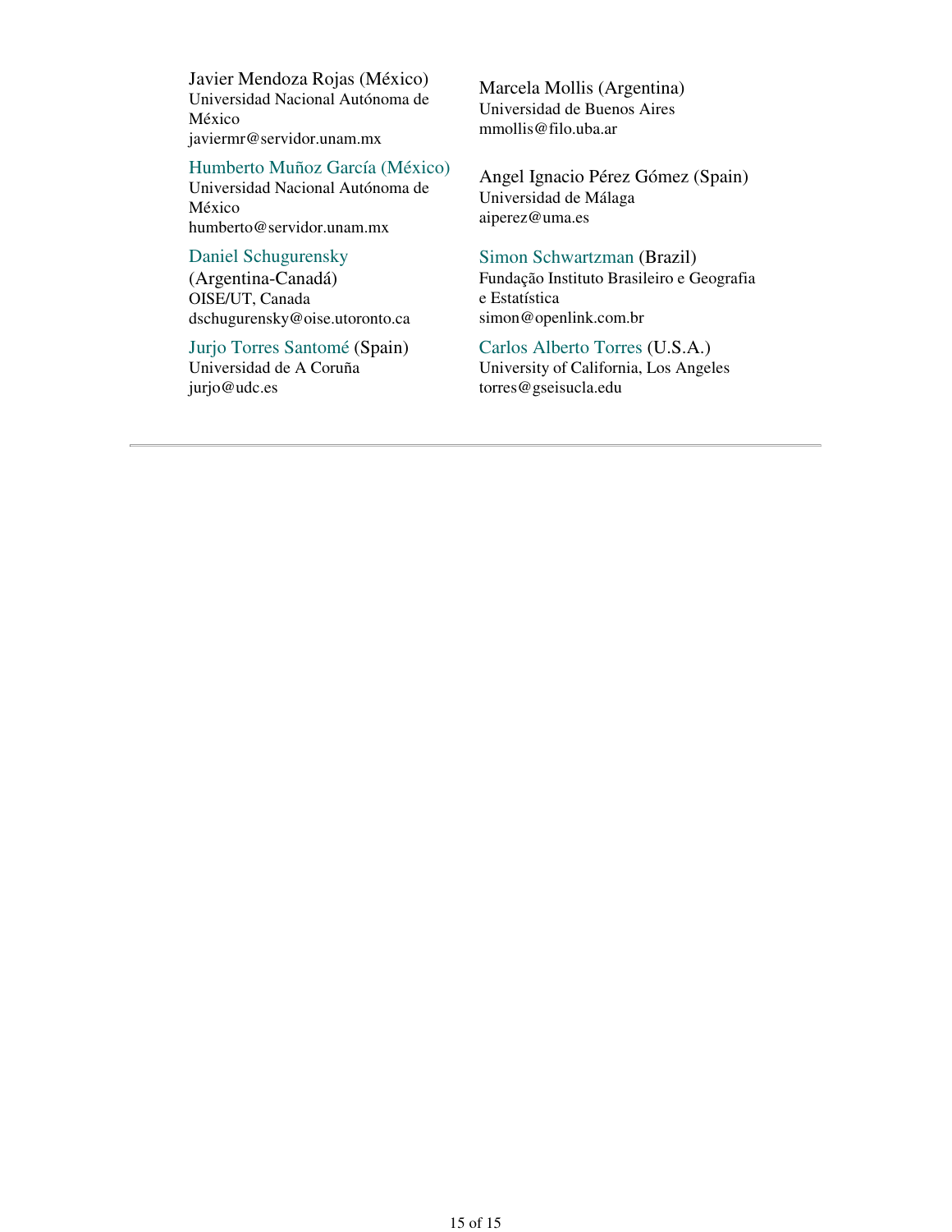Javier Mendoza Rojas (México)
Universidad Nacional Autónoma de México
javiermr@servidor.unam.mx

Marcela Mollis (Argentina)
Universidad de Buenos Aires
mmollis@filo.uba.ar

Humberto Muñoz García (México)
Universidad Nacional Autónoma de México
humberto@servidor.unam.mx

Angel Ignacio Pérez Gómez (Spain)
Universidad de Málaga
aiperez@uma.es

Daniel Schugurensky (Argentina-Canadá)
OISE/UT, Canada
dschugurensky@oise.utoronto.ca

Simon Schwartzman (Brazil)
Fundação Instituto Brasileiro e Geografia e Estatística
simon@openlink.com.br

Jurjo Torres Santomé (Spain)
Universidad de A Coruña
jurjo@udc.es

Carlos Alberto Torres (U.S.A.)
University of California, Los Angeles
torres@gseisucla.edu